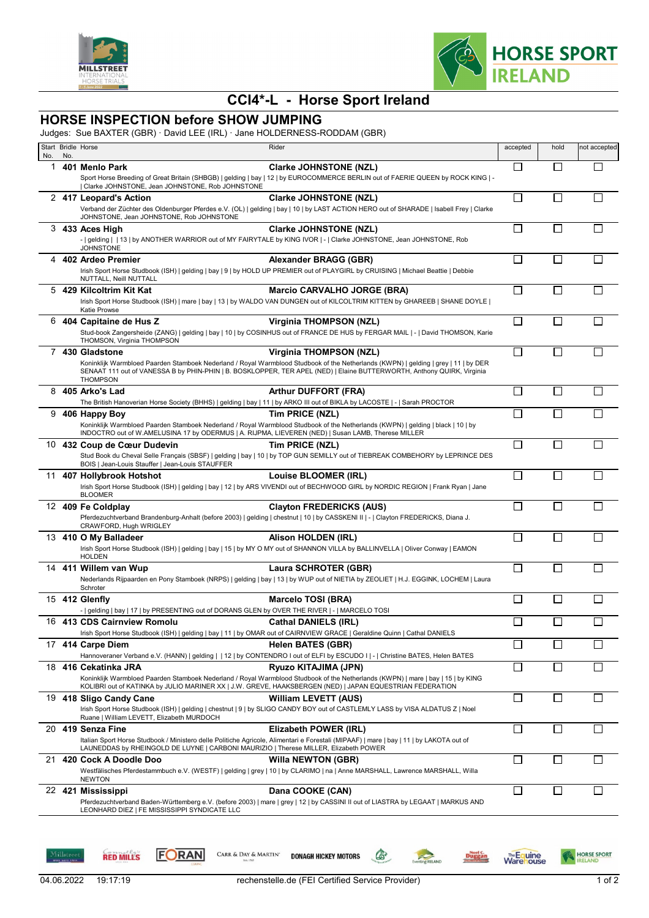# CCI4*-L - Horse Sport Ireland

## HORSE INSPECTION before SHOW JUMPING

Judges: Sue BAXTER (GBR) · David LEE (IRL) · Jane HOLDERNESS-RODDAM (GBR)

| Start No. | Bridle No. | Horse | Rider | accepted | hold | not accepted |
|---|---|---|---|---|---|---|
| 1 | 401 | **Menlo Park**<br>Sport Horse Breeding of Great Britain (SHBGB) \| gelding \| bay \| 12 \| by EUROCOMMERCE BERLIN out of FAERIE QUEEN by ROCK KING \| - \| Clarke JOHNSTONE, Jean JOHNSTONE, Rob JOHNSTONE | **Clarke JOHNSTONE (NZL)** | ☐ | ☐ | ☐ |
| 2 | 417 | **Leopard's Action**<br>Verband der Züchter des Oldenburger Pferdes e.V. (OL) \| gelding \| bay \| 10 \| by LAST ACTION HERO out of SHARADE \| Isabell Frey \| Clarke JOHNSTONE, Jean JOHNSTONE, Rob JOHNSTONE | **Clarke JOHNSTONE (NZL)** | ☐ | ☐ | ☐ |
| 3 | 433 | **Aces High**<br>- \| gelding \| \| 13 \| by ANOTHER WARRIOR out of MY FAIRYTALE by KING IVOR \| - \| Clarke JOHNSTONE, Jean JOHNSTONE, Rob JOHNSTONE | **Clarke JOHNSTONE (NZL)** | ☐ | ☐ | ☐ |
| 4 | 402 | **Ardeo Premier**<br>Irish Sport Horse Studbook (ISH) \| gelding \| bay \| 9 \| by HOLD UP PREMIER out of PLAYGIRL by CRUISING \| Michael Beattie \| Debbie NUTTALL, Neill NUTTALL | **Alexander BRAGG (GBR)** | ☐ | ☐ | ☐ |
| 5 | 429 | **Kilcoltrim Kit Kat**<br>Irish Sport Horse Studbook (ISH) \| mare \| bay \| 13 \| by WALDO VAN DUNGEN out of KILCOLTRIM KITTEN by GHAREEB \| SHANE DOYLE \| Katie Prowse | **Marcio CARVALHO JORGE (BRA)** | ☐ | ☐ | ☐ |
| 6 | 404 | **Capitaine de Hus Z**<br>Stud-book Zangersheide (ZANG) \| gelding \| bay \| 10 \| by COSINHUS out of FRANCE DE HUS by FERGAR MAIL \| - \| David THOMSON, Karie THOMSON, Virginia THOMPSON | **Virginia THOMPSON (NZL)** | ☐ | ☐ | ☐ |
| 7 | 430 | **Gladstone**<br>Koninklijk Warmbloed Paarden Stamboek Nederland / Royal Warmblood Studbook of the Netherlands (KWPN) \| gelding \| grey \| 11 \| by DER SENAAT 111 out of VANESSA B by PHIN-PHIN \| B. BOSKLOPPER, TER APEL (NED) \| Elaine BUTTERWORTH, Anthony QUIRK, Virginia THOMPSON | **Virginia THOMPSON (NZL)** | ☐ | ☐ | ☐ |
| 8 | 405 | **Arko's Lad**<br>The British Hanoverian Horse Society (BHHS) \| gelding \| bay \| 11 \| by ARKO III out of BIKLA by LACOSTE \| - \| Sarah PROCTOR | **Arthur DUFFORT (FRA)** | ☐ | ☐ | ☐ |
| 9 | 406 | **Happy Boy**<br>Koninklijk Warmbloed Paarden Stamboek Nederland / Royal Warmblood Studbook of the Netherlands (KWPN) \| gelding \| black \| 10 \| by INDOCTRO out of W.AMELUSINA 17 by ODERMUS \| A. RIJPMA, LIEVEREN (NED) \| Susan LAMB, Therese MILLER | **Tim PRICE (NZL)** | ☐ | ☐ | ☐ |
| 10 | 432 | **Coup de Cœur Dudevin**<br>Stud Book du Cheval Selle Français (SBSF) \| gelding \| bay \| 10 \| by TOP GUN SEMILLY out of TIEBREAK COMBEHORY by LEPRINCE DES BOIS \| Jean-Louis Stauffer \| Jean-Louis STAUFFER | **Tim PRICE (NZL)** | ☐ | ☐ | ☐ |
| 11 | 407 | **Hollybrook Hotshot**<br>Irish Sport Horse Studbook (ISH) \| gelding \| bay \| 12 \| by ARS VIVENDI out of BECHWOOD GIRL by NORDIC REGION \| Frank Ryan \| Jane BLOOMER | **Louise BLOOMER (IRL)** | ☐ | ☐ | ☐ |
| 12 | 409 | **Fe Coldplay**<br>Pferdezuchtverband Brandenburg-Anhalt (before 2003) \| gelding \| chestnut \| 10 \| by CASSKENI II \| - \| Clayton FREDERICKS, Diana J. CRAWFORD, Hugh WRIGLEY | **Clayton FREDERICKS (AUS)** | ☐ | ☐ | ☐ |
| 13 | 410 | **O My Balladeer**<br>Irish Sport Horse Studbook (ISH) \| gelding \| bay \| 15 \| by MY O MY out of SHANNON VILLA by BALLINVELLA \| Oliver Conway \| EAMON HOLDEN | **Alison HOLDEN (IRL)** | ☐ | ☐ | ☐ |
| 14 | 411 | **Willem van Wup**<br>Nederlands Rijpaarden en Pony Stamboek (NRPS) \| gelding \| bay \| 13 \| by WUP out of NIETIA by ZEOLIET \| H.J. EGGINK, LOCHEM \| Laura Schroter | **Laura SCHROTER (GBR)** | ☐ | ☐ | ☐ |
| 15 | 412 | **Glenfly**<br>- \| gelding \| bay \| 17 \| by PRESENTING out of DORANS GLEN by OVER THE RIVER \| - \| MARCELO TOSI | **Marcelo TOSI (BRA)** | ☐ | ☐ | ☐ |
| 16 | 413 | **CDS Cairnview Romolu**<br>Irish Sport Horse Studbook (ISH) \| gelding \| bay \| 11 \| by OMAR out of CAIRNVIEW GRACE \| Geraldine Quinn \| Cathal DANIELS | **Cathal DANIELS (IRL)** | ☐ | ☐ | ☐ |
| 17 | 414 | **Carpe Diem**<br>Hannoveraner Verband e.V. (HANN) \| gelding \| \| 12 \| by CONTENDRO I out of ELFI by ESCUDO I \| - \| Christine BATES, Helen BATES | **Helen BATES (GBR)** | ☐ | ☐ | ☐ |
| 18 | 416 | **Cekatinka JRA**<br>Koninklijk Warmbloed Paarden Stamboek Nederland / Royal Warmblood Studbook of the Netherlands (KWPN) \| mare \| bay \| 15 \| by KING KOLIBRI out of KATINKA by JULIO MARINER XX \| J.W. GREVE, HAAKSBERGEN (NED) \| JAPAN EQUESTRIAN FEDERATION | **Ryuzo KITAJIMA (JPN)** | ☐ | ☐ | ☐ |
| 19 | 418 | **Sligo Candy Cane**<br>Irish Sport Horse Studbook (ISH) \| gelding \| chestnut \| 9 \| by SLIGO CANDY BOY out of CASTLEMLY LASS by VISA ALDATUS Z \| Noel Ruane \| William LEVETT, Elizabeth MURDOCH | **William LEVETT (AUS)** | ☐ | ☐ | ☐ |
| 20 | 419 | **Senza Fine**<br>Italian Sport Horse Studbook / Ministero delle Politiche Agricole, Alimentari e Forestali (MIPAAF) \| mare \| bay \| 11 \| by LAKOTA out of LAUNEDDAS by RHEINGOLD DE LUYNE \| CARBONI MAURIZIO \| Therese MILLER, Elizabeth POWER | **Elizabeth POWER (IRL)** | ☐ | ☐ | ☐ |
| 21 | 420 | **Cock A Doodle Doo**<br>Westfälisches Pferdestammbuch e.V. (WESTF) \| gelding \| grey \| 10 \| by CLARIMO \| na \| Anne MARSHALL, Lawrence MARSHALL, Willa NEWTON | **Willa NEWTON (GBR)** | ☐ | ☐ | ☐ |
| 22 | 421 | **Mississippi**<br>Pferdezuchtverband Baden-Württemberg e.V. (before 2003) \| mare \| grey \| 12 \| by CASSINI II out of LIASTRA by LEGAAT \| MARKUS AND LEONHARD DIEZ \| FE MISSISSIPPI SYNDICATE LLC | **Dana COOKE (CAN)** | ☐ | ☐ | ☐ |

04.06.2022 19:17:19 rechenstelle.de (FEI Certified Service Provider)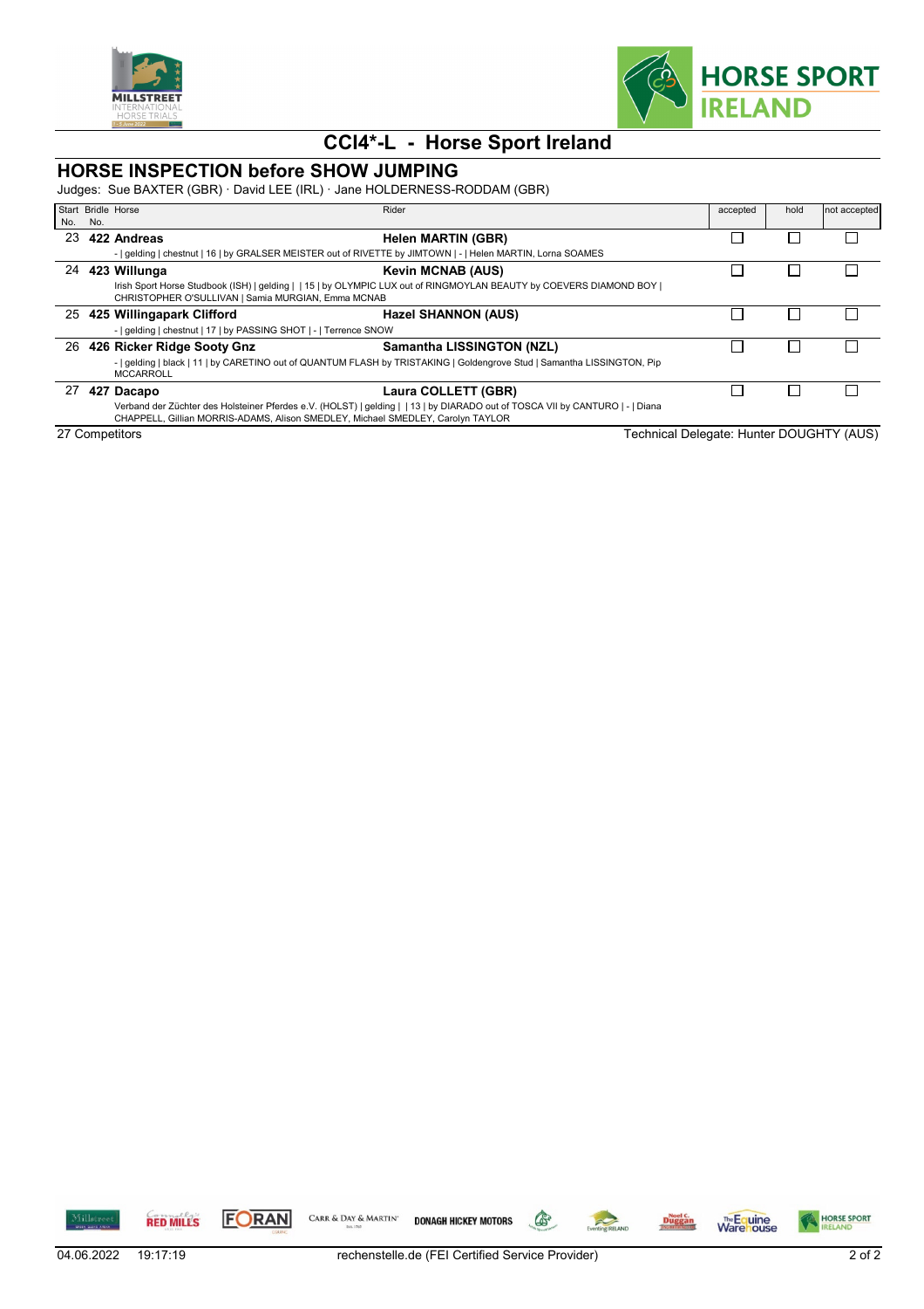# CCI4*-L - Horse Sport Ireland

## HORSE INSPECTION before SHOW JUMPING

Judges: Sue BAXTER (GBR) · David LEE (IRL) · Jane HOLDERNESS-RODDAM (GBR)

| Start No. | Bridle No. Horse | Rider | accepted | hold | not accepted |
|---|---|---|---|---|---|
| 23 | **422 Andreas**<br>- \| gelding \| chestnut \| 16 \| by GRALSER MEISTER out of RIVETTE by JIMTOWN \| - \| Helen MARTIN, Lorna SOAMES | **Helen MARTIN (GBR)** | ☐ | ☐ | ☐ |
| 24 | **423 Willunga**<br>Irish Sport Horse Studbook (ISH) \| gelding \| \| 15 \| by OLYMPIC LUX out of RINGMOYLAN BEAUTY by COEVERS DIAMOND BOY \| CHRISTOPHER O'SULLIVAN \| Samia MURGIAN, Emma MCNAB | **Kevin MCNAB (AUS)** | ☐ | ☐ | ☐ |
| 25 | **425 Willingapark Clifford**<br>- \| gelding \| chestnut \| 17 \| by PASSING SHOT \| - \| Terrence SNOW | **Hazel SHANNON (AUS)** | ☐ | ☐ | ☐ |
| 26 | **426 Ricker Ridge Sooty Gnz**<br>- \| gelding \| black \| 11 \| by CARETINO out of QUANTUM FLASH by TRISTAKING \| Goldengrove Stud \| Samantha LISSINGTON, Pip MCCARROLL | **Samantha LISSINGTON (NZL)** | ☐ | ☐ | ☐ |
| 27 | **427 Dacapo**<br>Verband der Züchter des Holsteiner Pferdes e.V. (HOLST) \| gelding \| \| 13 \| by DIARADO out of TOSCA VII by CANTURO \| - \| Diana CHAPPELL, Gillian MORRIS-ADAMS, Alison SMEDLEY, Michael SMEDLEY, Carolyn TAYLOR | **Laura COLLETT (GBR)** | ☐ | ☐ | ☐ |

27 Competitors

Technical Delegate: Hunter DOUGHTY (AUS)

04.06.2022 19:17:19 rechenstelle.de (FEI Certified Service Provider)